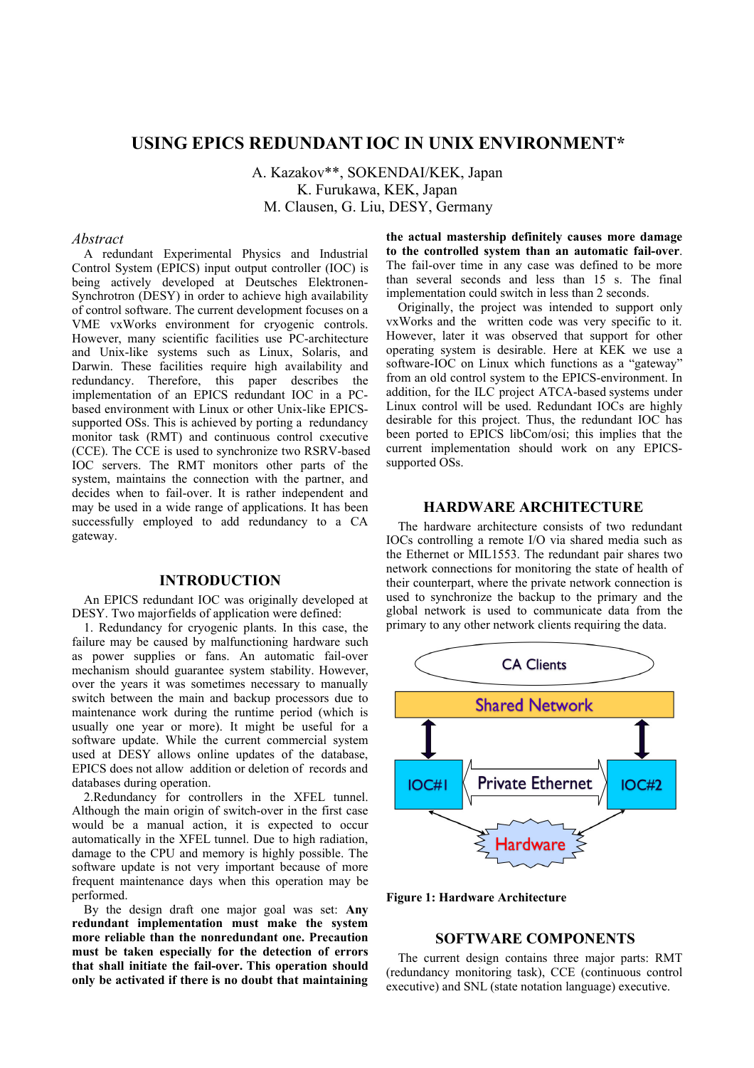# USING EPICS REDUNDANT IOC IN UNIX ENVIRONMENT*

A. Kazakov**, SOKENDAI/KEK, Japan
K. Furukawa, KEK, Japan
M. Clausen, G. Liu, DESY, Germany

## *Abstract*

A redundant Experimental Physics and Industrial Control System (EPICS) input output controller (IOC) is being actively developed at Deutsches Elektronen-Synchrotron (DESY) in order to achieve high availability of control software. The current development focuses on a VME vxWorks environment for cryogenic controls. However, many scientific facilities use PC-architecture and Unix-like systems such as Linux, Solaris, and Darwin. These facilities require high availability and redundancy. Therefore, this paper describes the implementation of an EPICS redundant IOC in a PC-based environment with Linux or other Unix-like EPICS-supported OSs. This is achieved by porting a redundancy monitor task (RMT) and continuous control cxecutive (CCE). The CCE is used to synchronize two RSRV-based IOC servers. The RMT monitors other parts of the system, maintains the connection with the partner, and decides when to fail-over. It is rather independent and may be used in a wide range of applications. It has been successfully employed to add redundancy to a CA gateway.

## INTRODUCTION

An EPICS redundant IOC was originally developed at DESY. Two majorfields of application were defined:

1. Redundancy for cryogenic plants. In this case, the failure may be caused by malfunctioning hardware such as power supplies or fans. An automatic fail-over mechanism should guarantee system stability. However, over the years it was sometimes necessary to manually switch between the main and backup processors due to maintenance work during the runtime period (which is usually one year or more). It might be useful for a software update. While the current commercial system used at DESY allows online updates of the database, EPICS does not allow addition or deletion of records and databases during operation.

2.Redundancy for controllers in the XFEL tunnel. Although the main origin of switch-over in the first case would be a manual action, it is expected to occur automatically in the XFEL tunnel. Due to high radiation, damage to the CPU and memory is highly possible. The software update is not very important because of more frequent maintenance days when this operation may be performed.

By the design draft one major goal was set: **Any redundant implementation must make the system more reliable than the nonredundant one. Precaution must be taken especially for the detection of errors that shall initiate the fail-over. This operation should only be activated if there is no doubt that maintaining the actual mastership definitely causes more damage to the controlled system than an automatic fail-over**. The fail-over time in any case was defined to be more than several seconds and less than 15 s. The final implementation could switch in less than 2 seconds.

Originally, the project was intended to support only vxWorks and the written code was very specific to it. However, later it was observed that support for other operating system is desirable. Here at KEK we use a software-IOC on Linux which functions as a "gateway" from an old control system to the EPICS-environment. In addition, for the ILC project ATCA-based systems under Linux control will be used. Redundant IOCs are highly desirable for this project. Thus, the redundant IOC has been ported to EPICS libCom/osi; this implies that the current implementation should work on any EPICS-supported OSs.

## HARDWARE ARCHITECTURE

The hardware architecture consists of two redundant IOCs controlling a remote I/O via shared media such as the Ethernet or MIL1553. The redundant pair shares two network connections for monitoring the state of health of their counterpart, where the private network connection is used to synchronize the backup to the primary and the global network is used to communicate data from the primary to any other network clients requiring the data.

CA Clients

Shared Network

IOC#1 Private Ethernet IOC#2

Hardware

**Figure 1: Hardware Architecture**

## SOFTWARE COMPONENTS

The current design contains three major parts: RMT (redundancy monitoring task), CCE (continuous control executive) and SNL (state notation language) executive.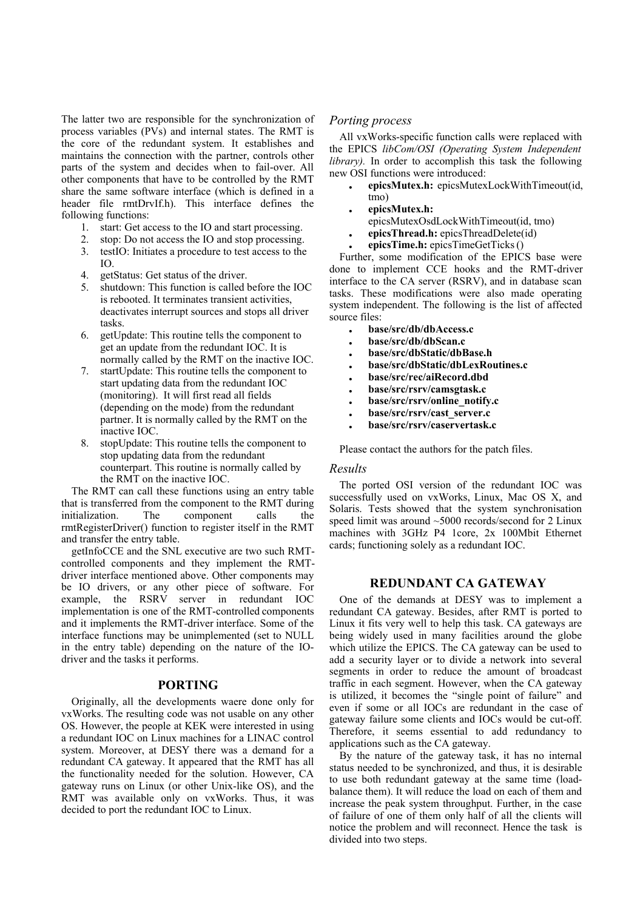The latter two are responsible for the synchronization of process variables (PVs) and internal states. The RMT is the core of the redundant system. It establishes and maintains the connection with the partner, controls other parts of the system and decides when to fail-over. All other components that have to be controlled by the RMT share the same software interface (which is defined in a header file rmtDrvIf.h). This interface defines the following functions:

1. start: Get access to the IO and start processing.
2. stop: Do not access the IO and stop processing.
3. testIO: Initiates a procedure to test access to the IO.
4. getStatus: Get status of the driver.
5. shutdown: This function is called before the IOC is rebooted. It terminates transient activities, deactivates interrupt sources and stops all driver tasks.
6. getUpdate: This routine tells the component to get an update from the redundant IOC. It is normally called by the RMT on the inactive IOC.
7. startUpdate: This routine tells the component to start updating data from the redundant IOC (monitoring). It will first read all fields (depending on the mode) from the redundant partner. It is normally called by the RMT on the inactive IOC.
8. stopUpdate: This routine tells the component to stop updating data from the redundant counterpart. This routine is normally called by the RMT on the inactive IOC.

The RMT can call these functions using an entry table that is transferred from the component to the RMT during initialization. The component calls the rmtRegisterDriver() function to register itself in the RMT and transfer the entry table.

getInfoCCE and the SNL executive are two such RMT-controlled components and they implement the RMT-driver interface mentioned above. Other components may be IO drivers, or any other piece of software. For example, the RSRV server in redundant IOC implementation is one of the RMT-controlled components and it implements the RMT-driver interface. Some of the interface functions may be unimplemented (set to NULL in the entry table) depending on the nature of the IO-driver and the tasks it performs.

## PORTING

Originally, all the developments waere done only for vxWorks. The resulting code was not usable on any other OS. However, the people at KEK were interested in using a redundant IOC on Linux machines for a LINAC control system. Moreover, at DESY there was a demand for a redundant CA gateway. It appeared that the RMT has all the functionality needed for the solution. However, CA gateway runs on Linux (or other Unix-like OS), and the RMT was available only on vxWorks. Thus, it was decided to port the redundant IOC to Linux.

### *Porting process*

All vxWorks-specific function calls were replaced with the EPICS *libCom/OSI (Operating System Independent library).* In order to accomplish this task the following new OSI functions were introduced:

- **epicsMutex.h:** epicsMutexLockWithTimeout(id, tmo)
- **epicsMutex.h:** epicsMutexOsdLockWithTimeout(id, tmo)
- **epicsThread.h:** epicsThreadDelete(id)
- **epicsTime.h:** epicsTimeGetTicks ()

Further, some modification of the EPICS base were done to implement CCE hooks and the RMT-driver interface to the CA server (RSRV), and in database scan tasks. These modifications were also made operating system independent. The following is the list of affected source files:

- **base/src/db/dbAccess.c**
- **base/src/db/dbScan.c**
- **base/src/dbStatic/dbBase.h**
- **base/src/dbStatic/dbLexRoutines.c**
- **base/src/rec/aiRecord.dbd**
- **base/src/rsrv/camsgtask.c**
- **base/src/rsrv/online_notify.c**
- **base/src/rsrv/cast_server.c**
- **base/src/rsrv/caservertask.c**

Please contact the authors for the patch files.

### *Results*

The ported OSI version of the redundant IOC was successfully used on vxWorks, Linux, Mac OS X, and Solaris. Tests showed that the system synchronisation speed limit was around ~5000 records/second for 2 Linux machines with 3GHz P4 1core, 2x 100Mbit Ethernet cards; functioning solely as a redundant IOC.

## REDUNDANT CA GATEWAY

One of the demands at DESY was to implement a redundant CA gateway. Besides, after RMT is ported to Linux it fits very well to help this task. CA gateways are being widely used in many facilities around the globe which utilize the EPICS. The CA gateway can be used to add a security layer or to divide a network into several segments in order to reduce the amount of broadcast traffic in each segment. However, when the CA gateway is utilized, it becomes the "single point of failure" and even if some or all IOCs are redundant in the case of gateway failure some clients and IOCs would be cut-off. Therefore, it seems essential to add redundancy to applications such as the CA gateway.

By the nature of the gateway task, it has no internal status needed to be synchronized, and thus, it is desirable to use both redundant gateway at the same time (load-balance them). It will reduce the load on each of them and increase the peak system throughput. Further, in the case of failure of one of them only half of all the clients will notice the problem and will reconnect. Hence the task is divided into two steps.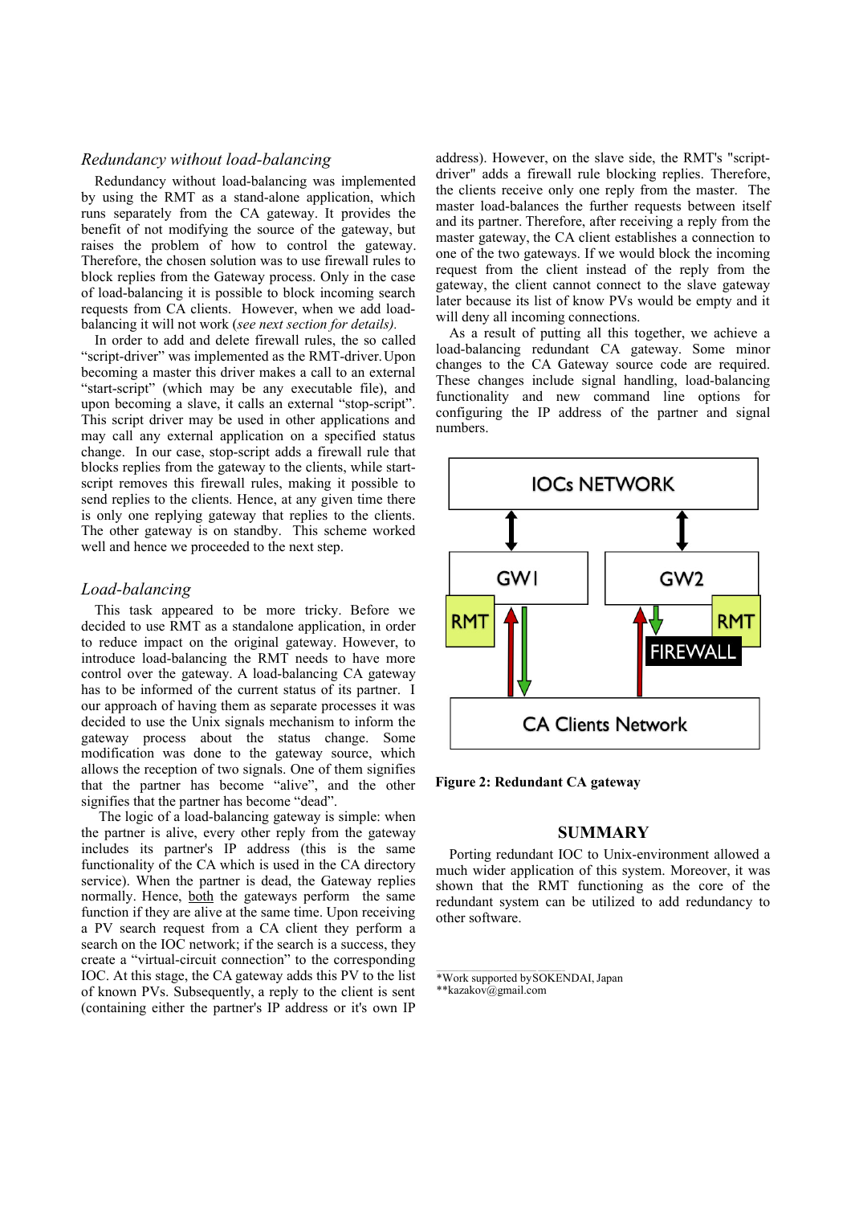### *Redundancy without load-balancing*

Redundancy without load-balancing was implemented by using the RMT as a stand-alone application, which runs separately from the CA gateway. It provides the benefit of not modifying the source of the gateway, but raises the problem of how to control the gateway. Therefore, the chosen solution was to use firewall rules to block replies from the Gateway process. Only in the case of load-balancing it is possible to block incoming search requests from CA clients. However, when we add load-balancing it will not work (*see next section for details).*

In order to add and delete firewall rules, the so called "script-driver" was implemented as the RMT-driver. Upon becoming a master this driver makes a call to an external "start-script" (which may be any executable file), and upon becoming a slave, it calls an external "stop-script". This script driver may be used in other applications and may call any external application on a specified status change. In our case, stop-script adds a firewall rule that blocks replies from the gateway to the clients, while start-script removes this firewall rules, making it possible to send replies to the clients. Hence, at any given time there is only one replying gateway that replies to the clients. The other gateway is on standby. This scheme worked well and hence we proceeded to the next step.

### *Load-balancing*

This task appeared to be more tricky. Before we decided to use RMT as a standalone application, in order to reduce impact on the original gateway. However, to introduce load-balancing the RMT needs to have more control over the gateway. A load-balancing CA gateway has to be informed of the current status of its partner. I our approach of having them as separate processes it was decided to use the Unix signals mechanism to inform the gateway process about the status change. Some modification was done to the gateway source, which allows the reception of two signals. One of them signifies that the partner has become "alive", and the other signifies that the partner has become "dead".

The logic of a load-balancing gateway is simple: when the partner is alive, every other reply from the gateway includes its partner's IP address (this is the same functionality of the CA which is used in the CA directory service). When the partner is dead, the Gateway replies normally. Hence, both the gateways perform the same function if they are alive at the same time. Upon receiving a PV search request from a CA client they perform a search on the IOC network; if the search is a success, they create a "virtual-circuit connection" to the corresponding IOC. At this stage, the CA gateway adds this PV to the list of known PVs. Subsequently, a reply to the client is sent (containing either the partner's IP address or it's own IP address). However, on the slave side, the RMT's "script-driver" adds a firewall rule blocking replies. Therefore, the clients receive only one reply from the master. The master load-balances the further requests between itself and its partner. Therefore, after receiving a reply from the master gateway, the CA client establishes a connection to one of the two gateways. If we would block the incoming request from the client instead of the reply from the gateway, the client cannot connect to the slave gateway later because its list of know PVs would be empty and it will deny all incoming connections.

As a result of putting all this together, we achieve a load-balancing redundant CA gateway. Some minor changes to the CA Gateway source code are required. These changes include signal handling, load-balancing functionality and new command line options for configuring the IP address of the partner and signal numbers.

IOCs NETWORK

GW1

GW2

RMT

RMT

FIREWALL

CA Clients Network

**Figure 2: Redundant CA gateway**

## SUMMARY

Porting redundant IOC to Unix-environment allowed a much wider application of this system. Moreover, it was shown that the RMT functioning as the core of the redundant system can be utilized to add redundancy to other software.

*Work supported bySOKENDAI, Japan
**kazakov@gmail.com